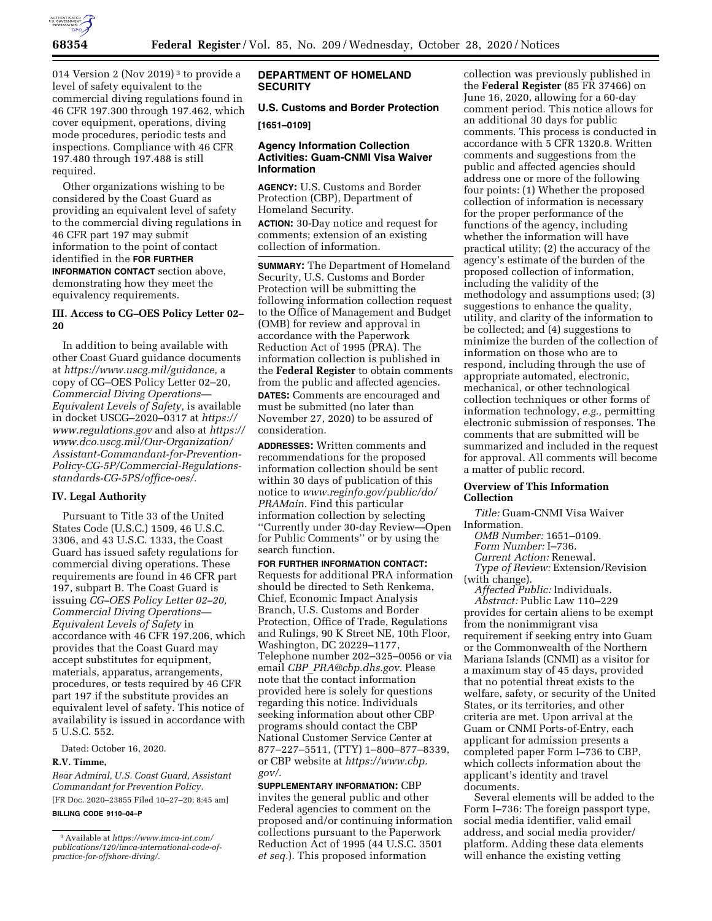014 Version 2 (Nov 2019)[3] to provide a level of safety equivalent to the commercial diving regulations found in 46 CFR 197.300 through 197.462, which cover equipment, operations, diving mode procedures, periodic tests and inspections. Compliance with 46 CFR 197.480 through 197.488 is still required.

Other organizations wishing to be considered by the Coast Guard as providing an equivalent level of safety to the commercial diving regulations in 46 CFR part 197 may submit information to the point of contact identified in the **FOR FURTHER INFORMATION CONTACT** section above, demonstrating how they meet the equivalency requirements.

### III. Access to CG–OES Policy Letter 02–20

In addition to being available with other Coast Guard guidance documents at *https://www.uscg.mil/guidance,* a copy of CG–OES Policy Letter 02–20, *Commercial Diving Operations—Equivalent Levels of Safety,* is available in docket USCG–2020–0317 at *https://www.regulations.gov* and also at *https://www.dco.uscg.mil/Our-Organization/Assistant-Commandant-for-Prevention-Policy-CG-5P/Commercial-Regulations-standards-CG-5PS/office-oes/.*

### IV. Legal Authority

Pursuant to Title 33 of the United States Code (U.S.C.) 1509, 46 U.S.C. 3306, and 43 U.S.C. 1333, the Coast Guard has issued safety regulations for commercial diving operations. These requirements are found in 46 CFR part 197, subpart B. The Coast Guard is issuing *CG–OES Policy Letter 02–20, Commercial Diving Operations—Equivalent Levels of Safety* in accordance with 46 CFR 197.206, which provides that the Coast Guard may accept substitutes for equipment, materials, apparatus, arrangements, procedures, or tests required by 46 CFR part 197 if the substitute provides an equivalent level of safety. This notice of availability is issued in accordance with 5 U.S.C. 552.

Dated: October 16, 2020.

**R.V. Timme,**

*Rear Admiral, U.S. Coast Guard, Assistant Commandant for Prevention Policy.*

[FR Doc. 2020–23855 Filed 10–27–20; 8:45 am]

**BILLING CODE 9110–04–P**

[3] Available at *https://www.imca-int.com/publications/120/imca-international-code-of-practice-for-offshore-diving/.*

## DEPARTMENT OF HOMELAND SECURITY

### U.S. Customs and Border Protection

**[1651–0109]**

### Agency Information Collection Activities: Guam-CNMI Visa Waiver Information

**AGENCY:** U.S. Customs and Border Protection (CBP), Department of Homeland Security.

**ACTION:** 30-Day notice and request for comments; extension of an existing collection of information.

**SUMMARY:** The Department of Homeland Security, U.S. Customs and Border Protection will be submitting the following information collection request to the Office of Management and Budget (OMB) for review and approval in accordance with the Paperwork Reduction Act of 1995 (PRA). The information collection is published in the **Federal Register** to obtain comments from the public and affected agencies.

**DATES:** Comments are encouraged and must be submitted (no later than November 27, 2020) to be assured of consideration.

**ADDRESSES:** Written comments and recommendations for the proposed information collection should be sent within 30 days of publication of this notice to *www.reginfo.gov/public/do/PRAMain.* Find this particular information collection by selecting ''Currently under 30-day Review—Open for Public Comments'' or by using the search function.

**FOR FURTHER INFORMATION CONTACT:** Requests for additional PRA information should be directed to Seth Renkema, Chief, Economic Impact Analysis Branch, U.S. Customs and Border Protection, Office of Trade, Regulations and Rulings, 90 K Street NE, 10th Floor, Washington, DC 20229–1177, Telephone number 202–325–0056 or via email *CBP_PRA@cbp.dhs.gov.* Please note that the contact information provided here is solely for questions regarding this notice. Individuals seeking information about other CBP programs should contact the CBP National Customer Service Center at 877–227–5511, (TTY) 1–800–877–8339, or CBP website at *https://www.cbp.gov/.*

**SUPPLEMENTARY INFORMATION:** CBP invites the general public and other Federal agencies to comment on the proposed and/or continuing information collections pursuant to the Paperwork Reduction Act of 1995 (44 U.S.C. 3501 *et seq.*). This proposed information collection was previously published in the **Federal Register** (85 FR 37466) on June 16, 2020, allowing for a 60-day comment period. This notice allows for an additional 30 days for public comments. This process is conducted in accordance with 5 CFR 1320.8. Written comments and suggestions from the public and affected agencies should address one or more of the following four points: (1) Whether the proposed collection of information is necessary for the proper performance of the functions of the agency, including whether the information will have practical utility; (2) the accuracy of the agency's estimate of the burden of the proposed collection of information, including the validity of the methodology and assumptions used; (3) suggestions to enhance the quality, utility, and clarity of the information to be collected; and (4) suggestions to minimize the burden of the collection of information on those who are to respond, including through the use of appropriate automated, electronic, mechanical, or other technological collection techniques or other forms of information technology, *e.g.,* permitting electronic submission of responses. The comments that are submitted will be summarized and included in the request for approval. All comments will become a matter of public record.

### Overview of This Information Collection

*Title:* Guam-CNMI Visa Waiver Information.

*OMB Number:* 1651–0109.

*Form Number:* I–736.

*Current Action:* Renewal.

*Type of Review:* Extension/Revision (with change).

*Affected Public:* Individuals.

*Abstract:* Public Law 110–229 provides for certain aliens to be exempt from the nonimmigrant visa requirement if seeking entry into Guam or the Commonwealth of the Northern Mariana Islands (CNMI) as a visitor for a maximum stay of 45 days, provided that no potential threat exists to the welfare, safety, or security of the United States, or its territories, and other criteria are met. Upon arrival at the Guam or CNMI Ports-of-Entry, each applicant for admission presents a completed paper Form I–736 to CBP, which collects information about the applicant's identity and travel documents.

Several elements will be added to the Form I–736: The foreign passport type, social media identifier, valid email address, and social media provider/platform. Adding these data elements will enhance the existing vetting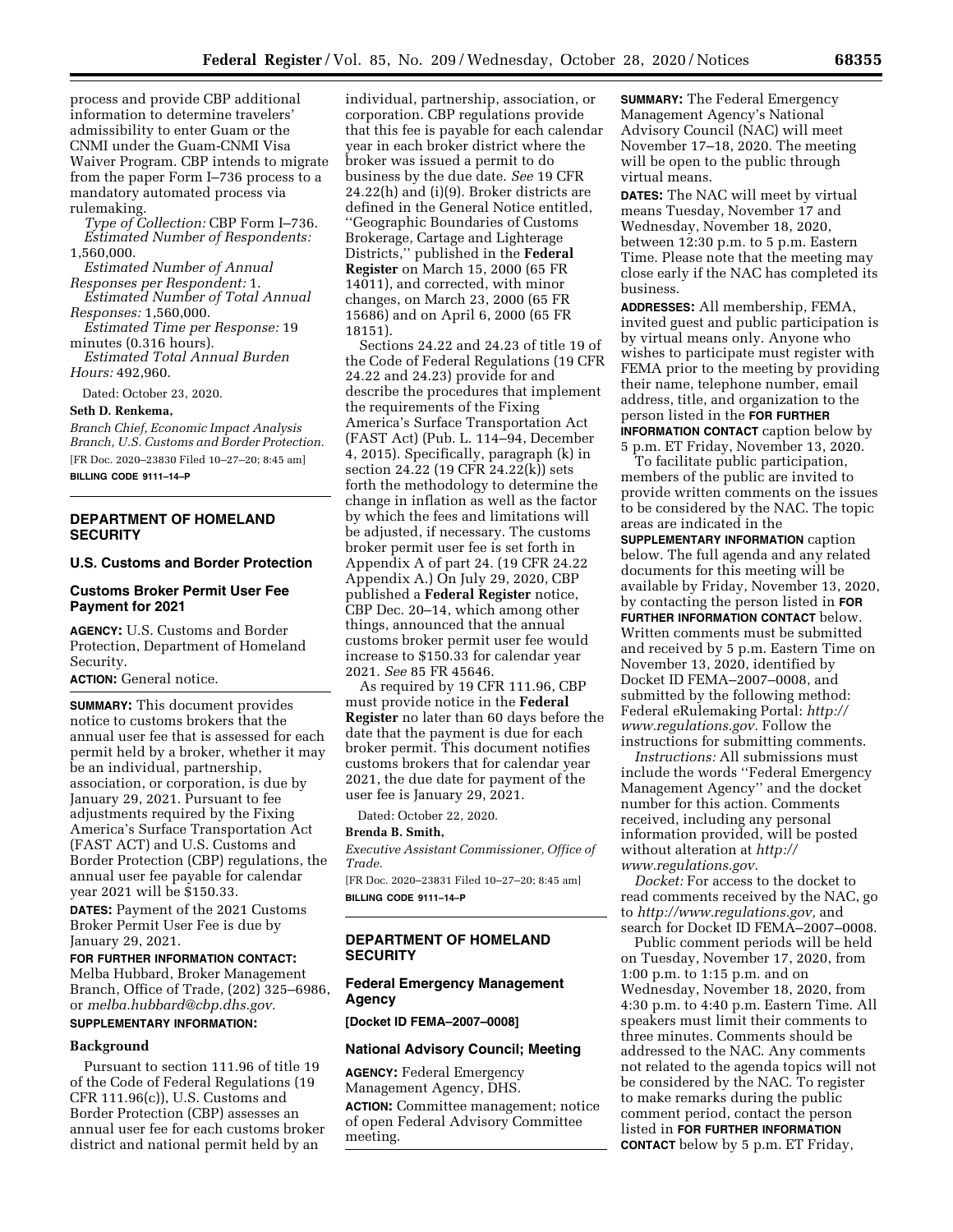process and provide CBP additional information to determine travelers' admissibility to enter Guam or the CNMI under the Guam-CNMI Visa Waiver Program. CBP intends to migrate from the paper Form I–736 process to a mandatory automated process via rulemaking.

*Type of Collection:* CBP Form I–736.

*Estimated Number of Respondents:* 1,560,000.

*Estimated Number of Annual Responses per Respondent:* 1.

*Estimated Number of Total Annual Responses:* 1,560,000.

*Estimated Time per Response:* 19 minutes (0.316 hours).

*Estimated Total Annual Burden Hours:* 492,960.

Dated: October 23, 2020.

**Seth D. Renkema,**

*Branch Chief, Economic Impact Analysis Branch, U.S. Customs and Border Protection.*

[FR Doc. 2020–23830 Filed 10–27–20; 8:45 am]

**BILLING CODE 9111–14–P**

## DEPARTMENT OF HOMELAND SECURITY

### U.S. Customs and Border Protection

### Customs Broker Permit User Fee Payment for 2021

**AGENCY:** U.S. Customs and Border Protection, Department of Homeland Security.

**ACTION:** General notice.

**SUMMARY:** This document provides notice to customs brokers that the annual user fee that is assessed for each permit held by a broker, whether it may be an individual, partnership, association, or corporation, is due by January 29, 2021. Pursuant to fee adjustments required by the Fixing America's Surface Transportation Act (FAST ACT) and U.S. Customs and Border Protection (CBP) regulations, the annual user fee payable for calendar year 2021 will be $150.33.

**DATES:** Payment of the 2021 Customs Broker Permit User Fee is due by January 29, 2021.

**FOR FURTHER INFORMATION CONTACT:** Melba Hubbard, Broker Management Branch, Office of Trade, (202) 325–6986, or *melba.hubbard@cbp.dhs.gov.*

**SUPPLEMENTARY INFORMATION:**

#### Background

Pursuant to section 111.96 of title 19 of the Code of Federal Regulations (19 CFR 111.96(c)), U.S. Customs and Border Protection (CBP) assesses an annual user fee for each customs broker district and national permit held by an individual, partnership, association, or corporation. CBP regulations provide that this fee is payable for each calendar year in each broker district where the broker was issued a permit to do business by the due date. *See* 19 CFR 24.22(h) and (i)(9). Broker districts are defined in the General Notice entitled, ''Geographic Boundaries of Customs Brokerage, Cartage and Lighterage Districts,'' published in the **Federal Register** on March 15, 2000 (65 FR 14011), and corrected, with minor changes, on March 23, 2000 (65 FR 15686) and on April 6, 2000 (65 FR 18151).

Sections 24.22 and 24.23 of title 19 of the Code of Federal Regulations (19 CFR 24.22 and 24.23) provide for and describe the procedures that implement the requirements of the Fixing America's Surface Transportation Act (FAST Act) (Pub. L. 114–94, December 4, 2015). Specifically, paragraph (k) in section 24.22 (19 CFR 24.22(k)) sets forth the methodology to determine the change in inflation as well as the factor by which the fees and limitations will be adjusted, if necessary. The customs broker permit user fee is set forth in Appendix A of part 24. (19 CFR 24.22 Appendix A.) On July 29, 2020, CBP published a **Federal Register** notice, CBP Dec. 20–14, which among other things, announced that the annual customs broker permit user fee would increase to $150.33 for calendar year 2021. *See* 85 FR 45646.

As required by 19 CFR 111.96, CBP must provide notice in the **Federal Register** no later than 60 days before the date that the payment is due for each broker permit. This document notifies customs brokers that for calendar year 2021, the due date for payment of the user fee is January 29, 2021.

Dated: October 22, 2020.

**Brenda B. Smith,**

*Executive Assistant Commissioner, Office of Trade.*

[FR Doc. 2020–23831 Filed 10–27–20; 8:45 am]

**BILLING CODE 9111–14–P**

## DEPARTMENT OF HOMELAND SECURITY

### Federal Emergency Management Agency

**[Docket ID FEMA–2007–0008]**

### National Advisory Council; Meeting

**AGENCY:** Federal Emergency Management Agency, DHS.

**ACTION:** Committee management; notice of open Federal Advisory Committee meeting.

**SUMMARY:** The Federal Emergency Management Agency's National Advisory Council (NAC) will meet November 17–18, 2020. The meeting will be open to the public through virtual means.

**DATES:** The NAC will meet by virtual means Tuesday, November 17 and Wednesday, November 18, 2020, between 12:30 p.m. to 5 p.m. Eastern Time. Please note that the meeting may close early if the NAC has completed its business.

**ADDRESSES:** All membership, FEMA, invited guest and public participation is by virtual means only. Anyone who wishes to participate must register with FEMA prior to the meeting by providing their name, telephone number, email address, title, and organization to the person listed in the **FOR FURTHER INFORMATION CONTACT** caption below by 5 p.m. ET Friday, November 13, 2020.

To facilitate public participation, members of the public are invited to provide written comments on the issues to be considered by the NAC. The topic areas are indicated in the **SUPPLEMENTARY INFORMATION** caption below. The full agenda and any related documents for this meeting will be available by Friday, November 13, 2020, by contacting the person listed in **FOR FURTHER INFORMATION CONTACT** below. Written comments must be submitted and received by 5 p.m. Eastern Time on November 13, 2020, identified by Docket ID FEMA–2007–0008, and submitted by the following method: Federal eRulemaking Portal: *http://www.regulations.gov.* Follow the instructions for submitting comments.

*Instructions:* All submissions must include the words ''Federal Emergency Management Agency'' and the docket number for this action. Comments received, including any personal information provided, will be posted without alteration at *http://www.regulations.gov.*

*Docket:* For access to the docket to read comments received by the NAC, go to *http://www.regulations.gov,* and search for Docket ID FEMA–2007–0008.

Public comment periods will be held on Tuesday, November 17, 2020, from 1:00 p.m. to 1:15 p.m. and on Wednesday, November 18, 2020, from 4:30 p.m. to 4:40 p.m. Eastern Time. All speakers must limit their comments to three minutes. Comments should be addressed to the NAC. Any comments not related to the agenda topics will not be considered by the NAC. To register to make remarks during the public comment period, contact the person listed in **FOR FURTHER INFORMATION CONTACT** below by 5 p.m. ET Friday,